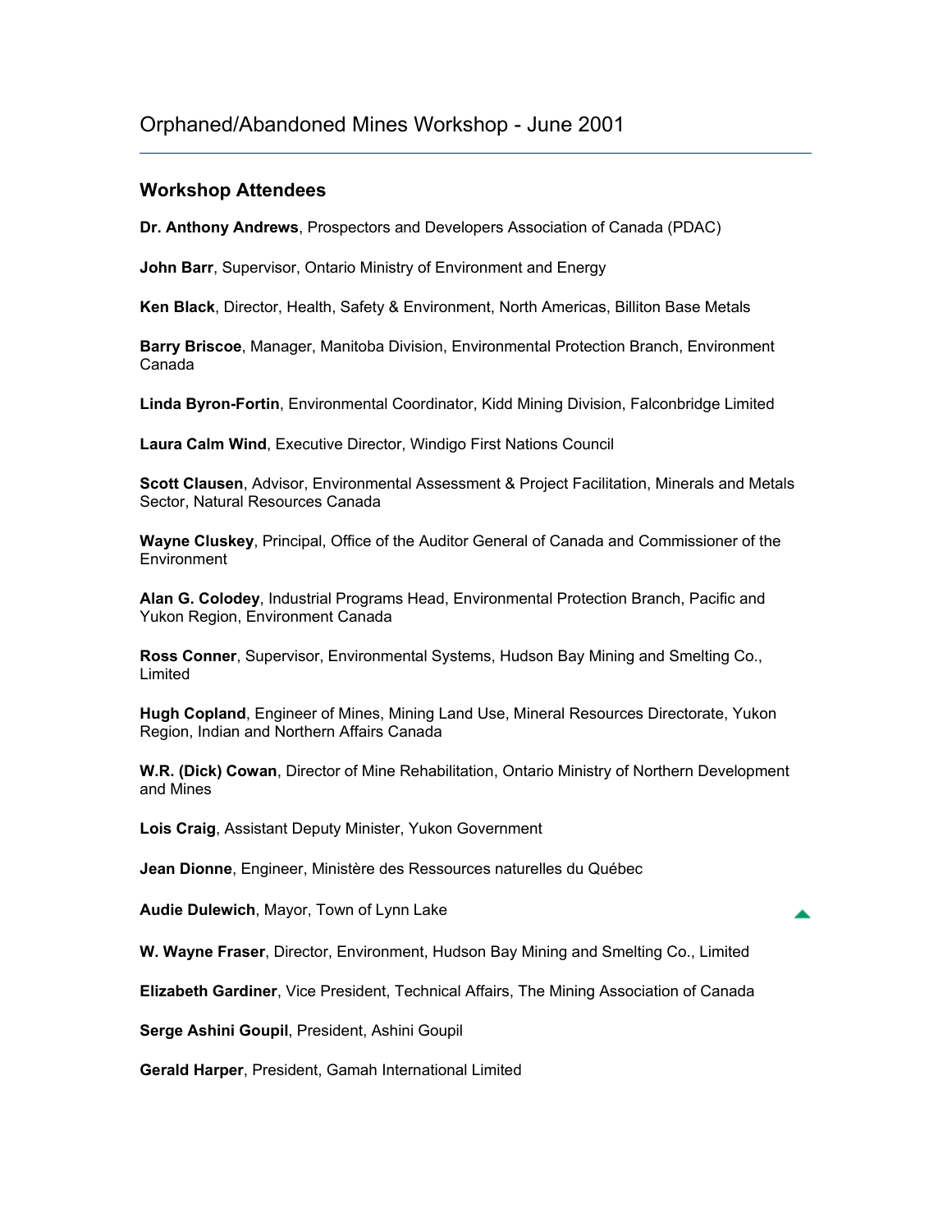# Orphaned/Abandoned Mines Workshop - June 2001

## Workshop Attendees

**Dr. Anthony Andrews**, Prospectors and Developers Association of Canada (PDAC)

**John Barr**, Supervisor, Ontario Ministry of Environment and Energy

**Ken Black**, Director, Health, Safety & Environment, North Americas, Billiton Base Metals

**Barry Briscoe**, Manager, Manitoba Division, Environmental Protection Branch, Environment Canada

**Linda Byron-Fortin**, Environmental Coordinator, Kidd Mining Division, Falconbridge Limited

**Laura Calm Wind**, Executive Director, Windigo First Nations Council

**Scott Clausen**, Advisor, Environmental Assessment & Project Facilitation, Minerals and Metals Sector, Natural Resources Canada

**Wayne Cluskey**, Principal, Office of the Auditor General of Canada and Commissioner of the Environment

**Alan G. Colodey**, Industrial Programs Head, Environmental Protection Branch, Pacific and Yukon Region, Environment Canada

**Ross Conner**, Supervisor, Environmental Systems, Hudson Bay Mining and Smelting Co., Limited

**Hugh Copland**, Engineer of Mines, Mining Land Use, Mineral Resources Directorate, Yukon Region, Indian and Northern Affairs Canada

**W.R. (Dick) Cowan**, Director of Mine Rehabilitation, Ontario Ministry of Northern Development and Mines

**Lois Craig**, Assistant Deputy Minister, Yukon Government

**Jean Dionne**, Engineer, Ministère des Ressources naturelles du Québec

**Audie Dulewich**, Mayor, Town of Lynn Lake

**W. Wayne Fraser**, Director, Environment, Hudson Bay Mining and Smelting Co., Limited

**Elizabeth Gardiner**, Vice President, Technical Affairs, The Mining Association of Canada

**Serge Ashini Goupil**, President, Ashini Goupil

**Gerald Harper**, President, Gamah International Limited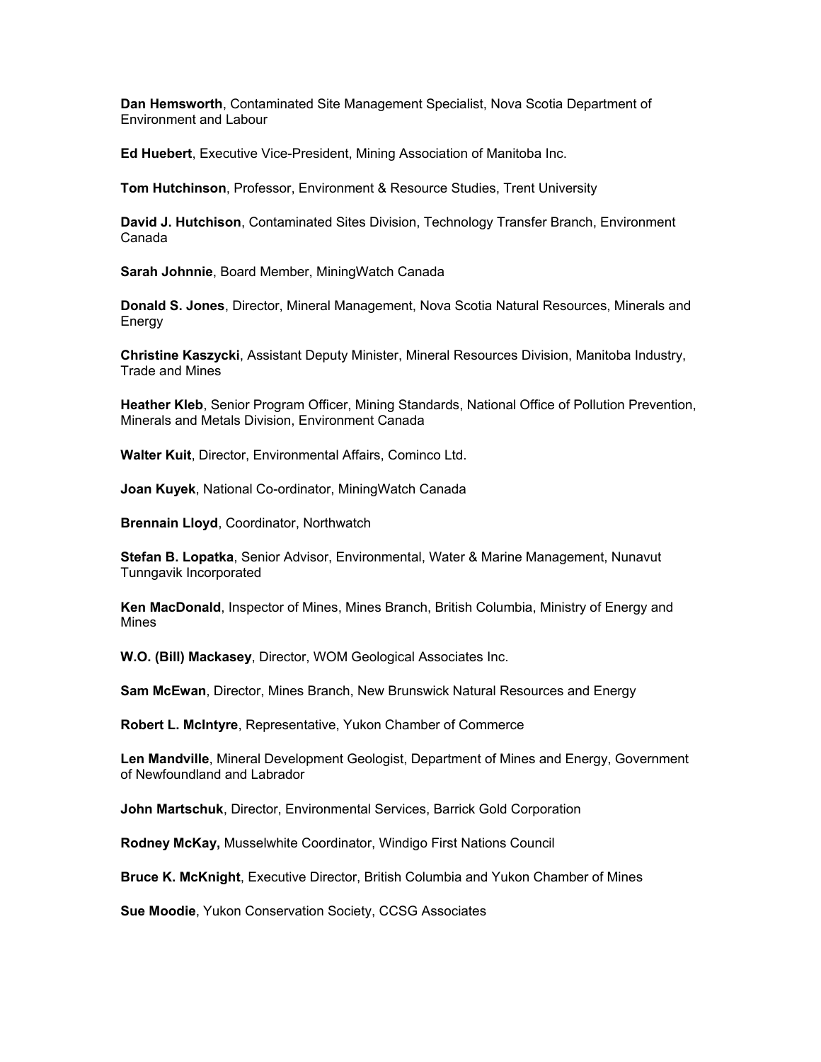**Dan Hemsworth**, Contaminated Site Management Specialist, Nova Scotia Department of Environment and Labour

**Ed Huebert**, Executive Vice-President, Mining Association of Manitoba Inc.

**Tom Hutchinson**, Professor, Environment & Resource Studies, Trent University

**David J. Hutchison**, Contaminated Sites Division, Technology Transfer Branch, Environment Canada

**Sarah Johnnie**, Board Member, MiningWatch Canada

**Donald S. Jones**, Director, Mineral Management, Nova Scotia Natural Resources, Minerals and Energy

**Christine Kaszycki**, Assistant Deputy Minister, Mineral Resources Division, Manitoba Industry, Trade and Mines

**Heather Kleb**, Senior Program Officer, Mining Standards, National Office of Pollution Prevention, Minerals and Metals Division, Environment Canada

**Walter Kuit**, Director, Environmental Affairs, Cominco Ltd.

**Joan Kuyek**, National Co-ordinator, MiningWatch Canada

**Brennain Lloyd**, Coordinator, Northwatch

**Stefan B. Lopatka**, Senior Advisor, Environmental, Water & Marine Management, Nunavut Tunngavik Incorporated

**Ken MacDonald**, Inspector of Mines, Mines Branch, British Columbia, Ministry of Energy and Mines

**W.O. (Bill) Mackasey**, Director, WOM Geological Associates Inc.

**Sam McEwan**, Director, Mines Branch, New Brunswick Natural Resources and Energy

**Robert L. McIntyre**, Representative, Yukon Chamber of Commerce

**Len Mandville**, Mineral Development Geologist, Department of Mines and Energy, Government of Newfoundland and Labrador

**John Martschuk**, Director, Environmental Services, Barrick Gold Corporation

**Rodney McKay,** Musselwhite Coordinator, Windigo First Nations Council

**Bruce K. McKnight**, Executive Director, British Columbia and Yukon Chamber of Mines

**Sue Moodie**, Yukon Conservation Society, CCSG Associates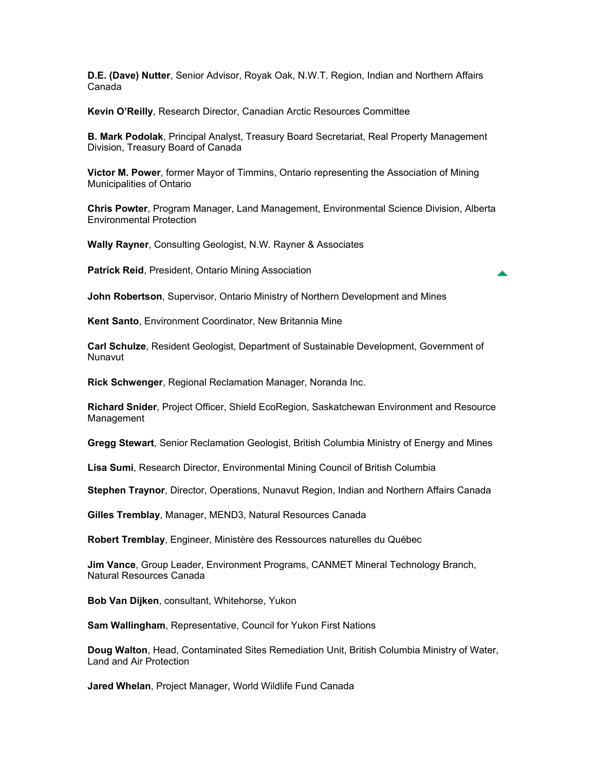**D.E. (Dave) Nutter**, Senior Advisor, Royak Oak, N.W.T. Region, Indian and Northern Affairs Canada

**Kevin O'Reilly**, Research Director, Canadian Arctic Resources Committee

**B. Mark Podolak**, Principal Analyst, Treasury Board Secretariat, Real Property Management Division, Treasury Board of Canada

**Victor M. Power**, former Mayor of Timmins, Ontario representing the Association of Mining Municipalities of Ontario

**Chris Powter**, Program Manager, Land Management, Environmental Science Division, Alberta Environmental Protection

**Wally Rayner**, Consulting Geologist, N.W. Rayner & Associates

**Patrick Reid**, President, Ontario Mining Association

**John Robertson**, Supervisor, Ontario Ministry of Northern Development and Mines

**Kent Santo**, Environment Coordinator, New Britannia Mine

**Carl Schulze**, Resident Geologist, Department of Sustainable Development, Government of Nunavut

**Rick Schwenger**, Regional Reclamation Manager, Noranda Inc.

**Richard Snider**, Project Officer, Shield EcoRegion, Saskatchewan Environment and Resource Management

**Gregg Stewart**, Senior Reclamation Geologist, British Columbia Ministry of Energy and Mines

**Lisa Sumi**, Research Director, Environmental Mining Council of British Columbia

**Stephen Traynor**, Director, Operations, Nunavut Region, Indian and Northern Affairs Canada

**Gilles Tremblay**, Manager, MEND3, Natural Resources Canada

**Robert Tremblay**, Engineer, Ministère des Ressources naturelles du Québec

**Jim Vance**, Group Leader, Environment Programs, CANMET Mineral Technology Branch, Natural Resources Canada

**Bob Van Dijken**, consultant, Whitehorse, Yukon

**Sam Wallingham**, Representative, Council for Yukon First Nations

**Doug Walton**, Head, Contaminated Sites Remediation Unit, British Columbia Ministry of Water, Land and Air Protection

**Jared Whelan**, Project Manager, World Wildlife Fund Canada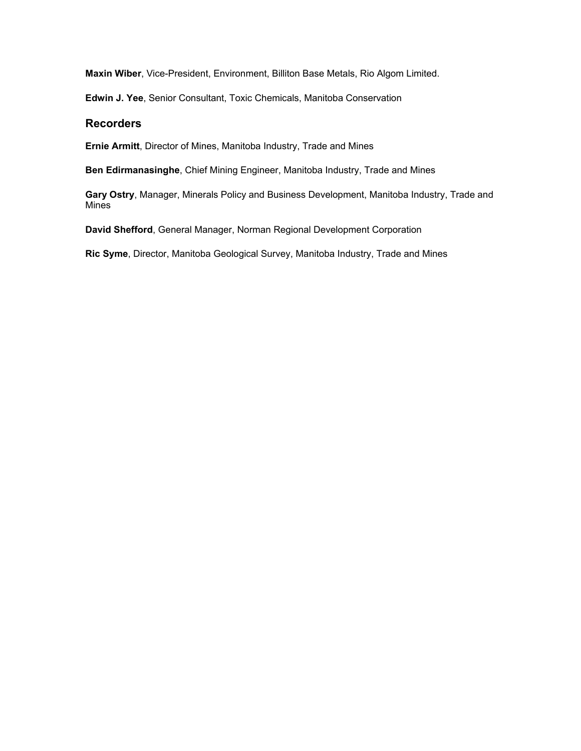**Maxin Wiber**, Vice-President, Environment, Billiton Base Metals, Rio Algom Limited.

**Edwin J. Yee**, Senior Consultant, Toxic Chemicals, Manitoba Conservation

## Recorders

**Ernie Armitt**, Director of Mines, Manitoba Industry, Trade and Mines

**Ben Edirmanasinghe**, Chief Mining Engineer, Manitoba Industry, Trade and Mines

**Gary Ostry**, Manager, Minerals Policy and Business Development, Manitoba Industry, Trade and Mines

**David Shefford**, General Manager, Norman Regional Development Corporation

**Ric Syme**, Director, Manitoba Geological Survey, Manitoba Industry, Trade and Mines